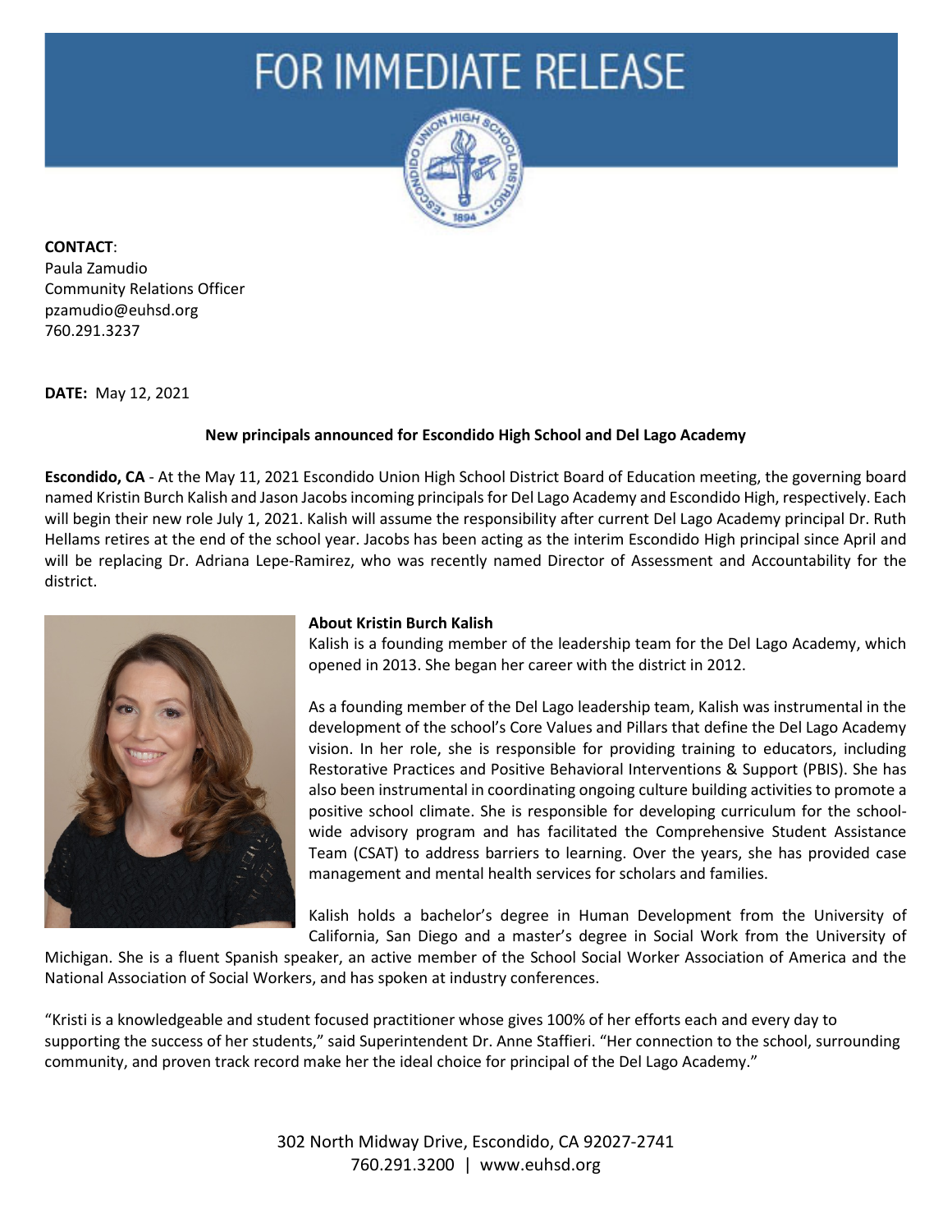# FOR IMMEDIATE RELEASE

**CONTACT**:
Paula Zamudio
Community Relations Officer
pzamudio@euhsd.org
760.291.3237

**DATE:** May 12, 2021

**New principals announced for Escondido High School and Del Lago Academy**

**Escondido, CA** - At the May 11, 2021 Escondido Union High School District Board of Education meeting, the governing board named Kristin Burch Kalish and Jason Jacobs incoming principals for Del Lago Academy and Escondido High, respectively. Each will begin their new role July 1, 2021. Kalish will assume the responsibility after current Del Lago Academy principal Dr. Ruth Hellams retires at the end of the school year. Jacobs has been acting as the interim Escondido High principal since April and will be replacing Dr. Adriana Lepe-Ramirez, who was recently named Director of Assessment and Accountability for the district.

**About Kristin Burch Kalish**

Kalish is a founding member of the leadership team for the Del Lago Academy, which opened in 2013. She began her career with the district in 2012.

As a founding member of the Del Lago leadership team, Kalish was instrumental in the development of the school's Core Values and Pillars that define the Del Lago Academy vision. In her role, she is responsible for providing training to educators, including Restorative Practices and Positive Behavioral Interventions & Support (PBIS). She has also been instrumental in coordinating ongoing culture building activities to promote a positive school climate. She is responsible for developing curriculum for the school-wide advisory program and has facilitated the Comprehensive Student Assistance Team (CSAT) to address barriers to learning. Over the years, she has provided case management and mental health services for scholars and families.

Kalish holds a bachelor's degree in Human Development from the University of California, San Diego and a master's degree in Social Work from the University of Michigan. She is a fluent Spanish speaker, an active member of the School Social Worker Association of America and the National Association of Social Workers, and has spoken at industry conferences.

"Kristi is a knowledgeable and student focused practitioner whose gives 100% of her efforts each and every day to supporting the success of her students," said Superintendent Dr. Anne Staffieri. "Her connection to the school, surrounding community, and proven track record make her the ideal choice for principal of the Del Lago Academy."

302 North Midway Drive, Escondido, CA 92027-2741
760.291.3200 | www.euhsd.org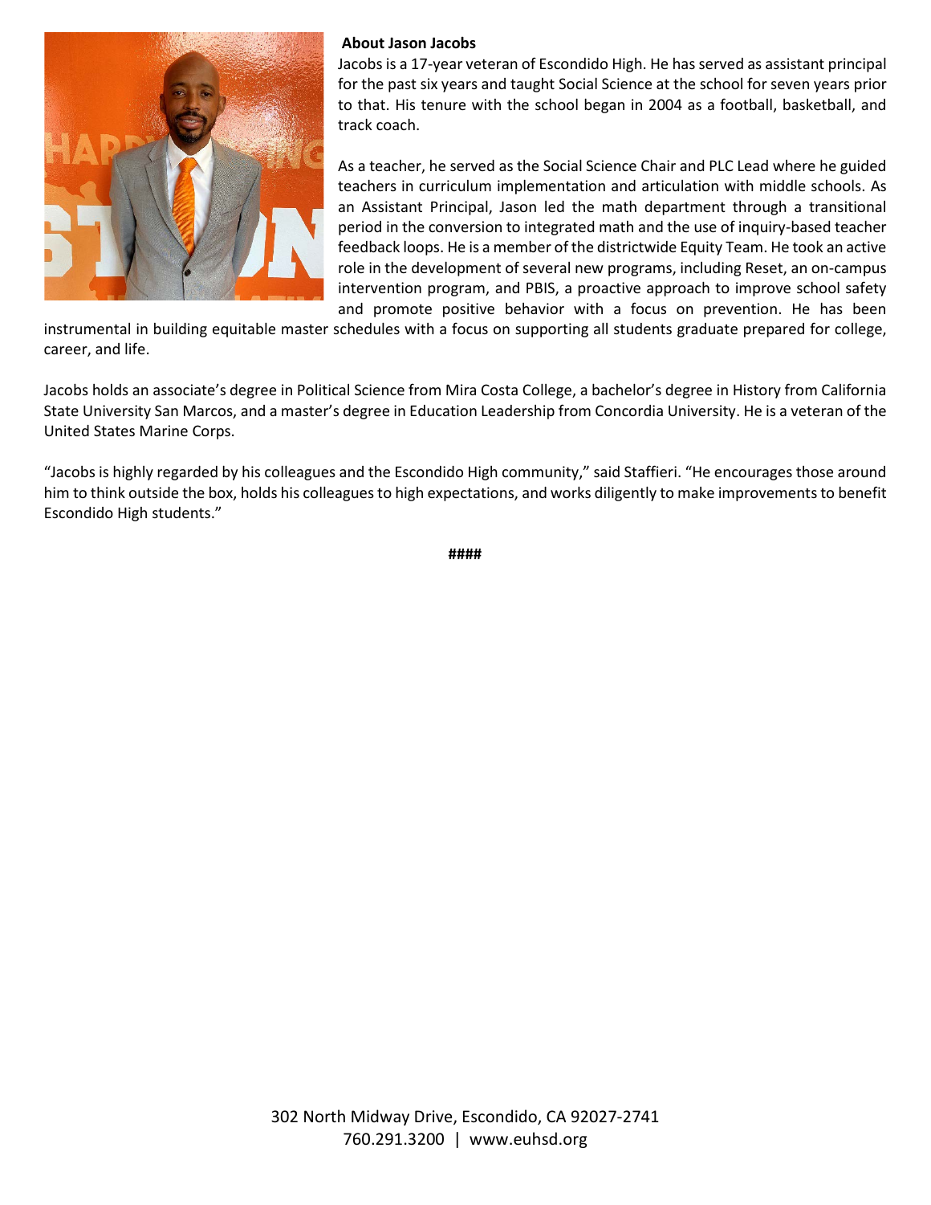**About Jason Jacobs**

Jacobs is a 17-year veteran of Escondido High. He has served as assistant principal for the past six years and taught Social Science at the school for seven years prior to that. His tenure with the school began in 2004 as a football, basketball, and track coach.

As a teacher, he served as the Social Science Chair and PLC Lead where he guided teachers in curriculum implementation and articulation with middle schools. As an Assistant Principal, Jason led the math department through a transitional period in the conversion to integrated math and the use of inquiry-based teacher feedback loops. He is a member of the districtwide Equity Team. He took an active role in the development of several new programs, including Reset, an on-campus intervention program, and PBIS, a proactive approach to improve school safety and promote positive behavior with a focus on prevention. He has been instrumental in building equitable master schedules with a focus on supporting all students graduate prepared for college, career, and life.

Jacobs holds an associate's degree in Political Science from Mira Costa College, a bachelor's degree in History from California State University San Marcos, and a master's degree in Education Leadership from Concordia University. He is a veteran of the United States Marine Corps.

"Jacobs is highly regarded by his colleagues and the Escondido High community," said Staffieri. "He encourages those around him to think outside the box, holds his colleagues to high expectations, and works diligently to make improvements to benefit Escondido High students."

####

302 North Midway Drive, Escondido, CA 92027-2741
760.291.3200 | www.euhsd.org